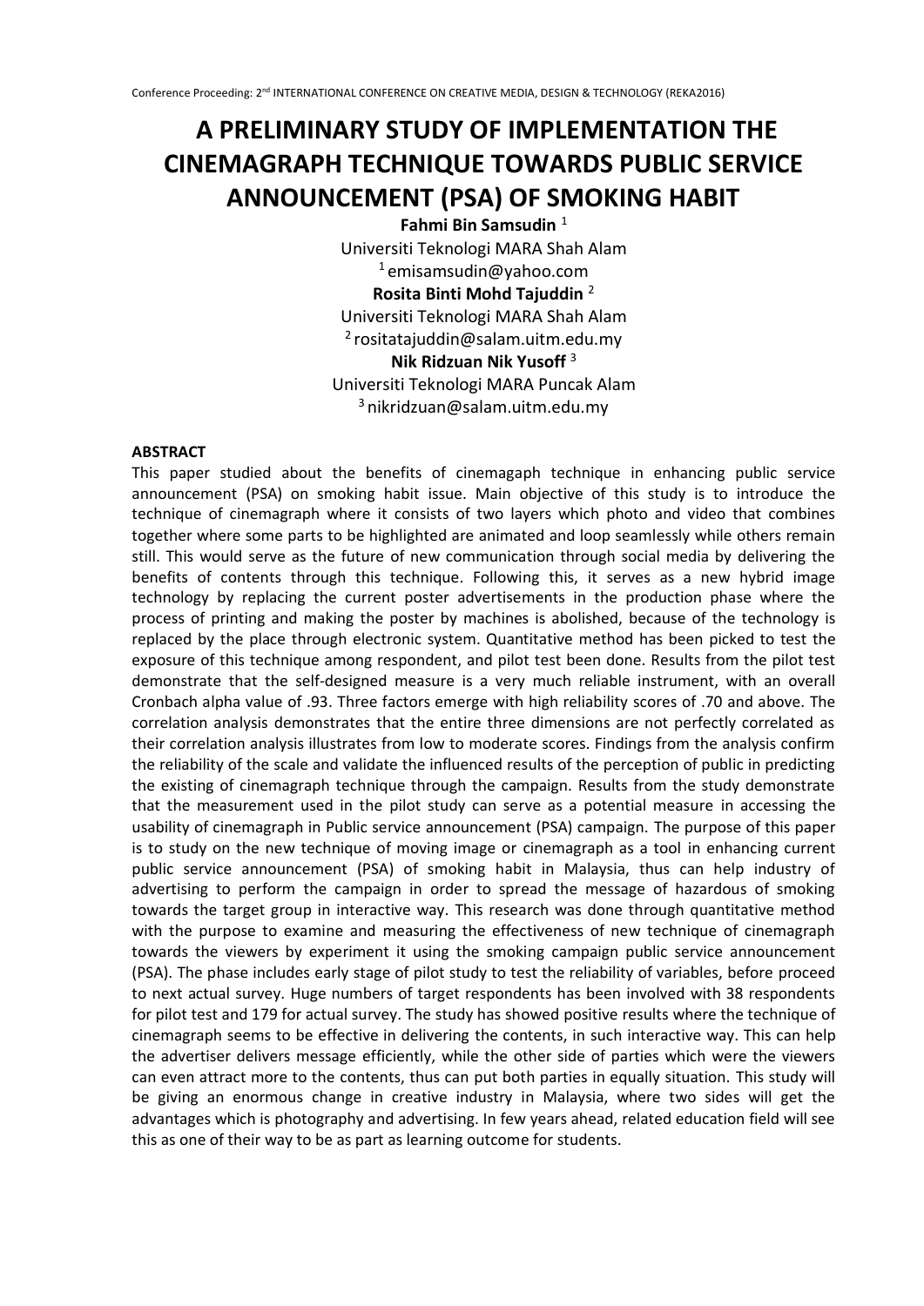# A PRELIMINARY STUDY OF IMPLEMENTATION THE CINEMAGRAPH TECHNIQUE TOWARDS PUBLIC SERVICE ANNOUNCEMENT (PSA) OF SMOKING HABIT

**Fahmi Bin Samsudin** [1]
Universiti Teknologi MARA Shah Alam
[1] emisamsudin@yahoo.com

**Rosita Binti Mohd Tajuddin** [2]
Universiti Teknologi MARA Shah Alam
[2] rositatajuddin@salam.uitm.edu.my

**Nik Ridzuan Nik Yusoff** [3]
Universiti Teknologi MARA Puncak Alam
[3] nikridzuan@salam.uitm.edu.my

### ABSTRACT

This paper studied about the benefits of cinemagaph technique in enhancing public service announcement (PSA) on smoking habit issue. Main objective of this study is to introduce the technique of cinemagraph where it consists of two layers which photo and video that combines together where some parts to be highlighted are animated and loop seamlessly while others remain still. This would serve as the future of new communication through social media by delivering the benefits of contents through this technique. Following this, it serves as a new hybrid image technology by replacing the current poster advertisements in the production phase where the process of printing and making the poster by machines is abolished, because of the technology is replaced by the place through electronic system. Quantitative method has been picked to test the exposure of this technique among respondent, and pilot test been done. Results from the pilot test demonstrate that the self-designed measure is a very much reliable instrument, with an overall Cronbach alpha value of .93. Three factors emerge with high reliability scores of .70 and above. The correlation analysis demonstrates that the entire three dimensions are not perfectly correlated as their correlation analysis illustrates from low to moderate scores. Findings from the analysis confirm the reliability of the scale and validate the influenced results of the perception of public in predicting the existing of cinemagraph technique through the campaign. Results from the study demonstrate that the measurement used in the pilot study can serve as a potential measure in accessing the usability of cinemagraph in Public service announcement (PSA) campaign. The purpose of this paper is to study on the new technique of moving image or cinemagraph as a tool in enhancing current public service announcement (PSA) of smoking habit in Malaysia, thus can help industry of advertising to perform the campaign in order to spread the message of hazardous of smoking towards the target group in interactive way. This research was done through quantitative method with the purpose to examine and measuring the effectiveness of new technique of cinemagraph towards the viewers by experiment it using the smoking campaign public service announcement (PSA). The phase includes early stage of pilot study to test the reliability of variables, before proceed to next actual survey. Huge numbers of target respondents has been involved with 38 respondents for pilot test and 179 for actual survey. The study has showed positive results where the technique of cinemagraph seems to be effective in delivering the contents, in such interactive way. This can help the advertiser delivers message efficiently, while the other side of parties which were the viewers can even attract more to the contents, thus can put both parties in equally situation. This study will be giving an enormous change in creative industry in Malaysia, where two sides will get the advantages which is photography and advertising. In few years ahead, related education field will see this as one of their way to be as part as learning outcome for students.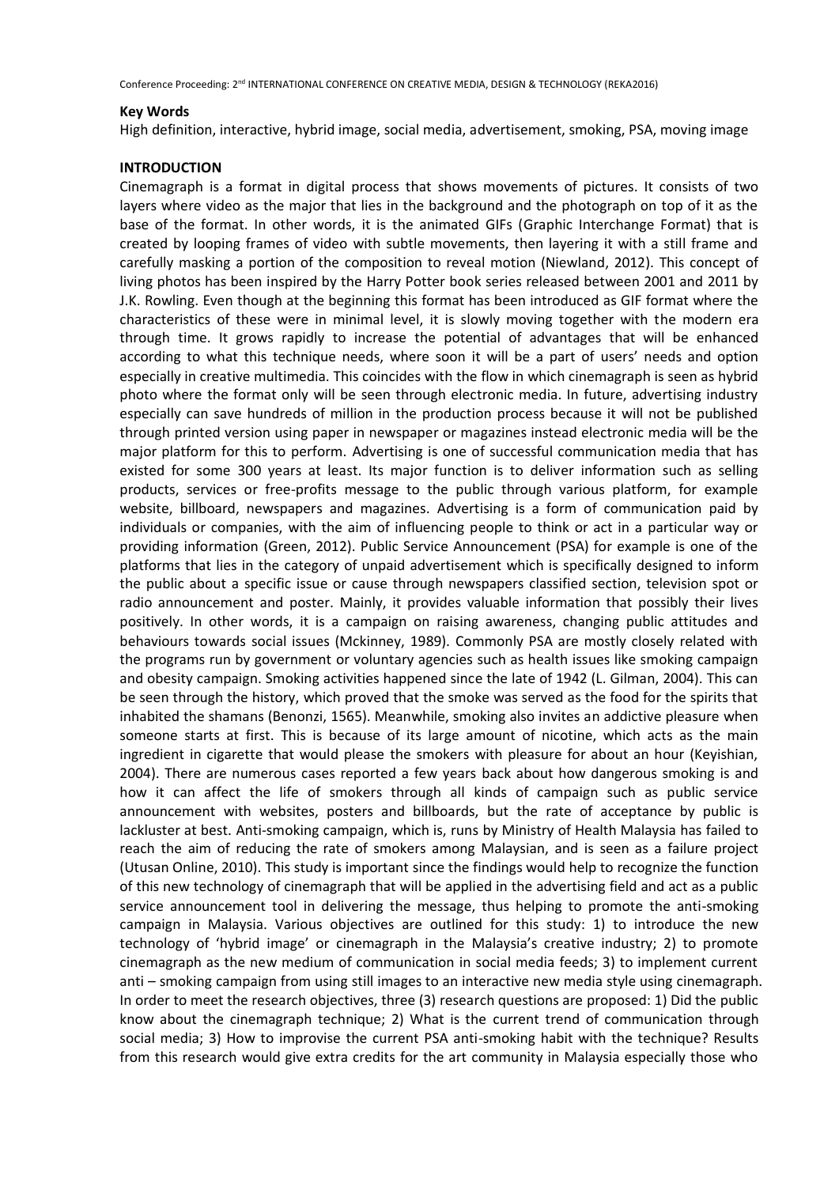**Key Words**

High definition, interactive, hybrid image, social media, advertisement, smoking, PSA, moving image

**INTRODUCTION**

Cinemagraph is a format in digital process that shows movements of pictures. It consists of two layers where video as the major that lies in the background and the photograph on top of it as the base of the format. In other words, it is the animated GIFs (Graphic Interchange Format) that is created by looping frames of video with subtle movements, then layering it with a still frame and carefully masking a portion of the composition to reveal motion (Niewland, 2012). This concept of living photos has been inspired by the Harry Potter book series released between 2001 and 2011 by J.K. Rowling. Even though at the beginning this format has been introduced as GIF format where the characteristics of these were in minimal level, it is slowly moving together with the modern era through time. It grows rapidly to increase the potential of advantages that will be enhanced according to what this technique needs, where soon it will be a part of users' needs and option especially in creative multimedia. This coincides with the flow in which cinemagraph is seen as hybrid photo where the format only will be seen through electronic media. In future, advertising industry especially can save hundreds of million in the production process because it will not be published through printed version using paper in newspaper or magazines instead electronic media will be the major platform for this to perform. Advertising is one of successful communication media that has existed for some 300 years at least. Its major function is to deliver information such as selling products, services or free-profits message to the public through various platform, for example website, billboard, newspapers and magazines. Advertising is a form of communication paid by individuals or companies, with the aim of influencing people to think or act in a particular way or providing information (Green, 2012). Public Service Announcement (PSA) for example is one of the platforms that lies in the category of unpaid advertisement which is specifically designed to inform the public about a specific issue or cause through newspapers classified section, television spot or radio announcement and poster. Mainly, it provides valuable information that possibly their lives positively. In other words, it is a campaign on raising awareness, changing public attitudes and behaviours towards social issues (Mckinney, 1989). Commonly PSA are mostly closely related with the programs run by government or voluntary agencies such as health issues like smoking campaign and obesity campaign. Smoking activities happened since the late of 1942 (L. Gilman, 2004). This can be seen through the history, which proved that the smoke was served as the food for the spirits that inhabited the shamans (Benonzi, 1565). Meanwhile, smoking also invites an addictive pleasure when someone starts at first. This is because of its large amount of nicotine, which acts as the main ingredient in cigarette that would please the smokers with pleasure for about an hour (Keyishian, 2004). There are numerous cases reported a few years back about how dangerous smoking is and how it can affect the life of smokers through all kinds of campaign such as public service announcement with websites, posters and billboards, but the rate of acceptance by public is lackluster at best. Anti-smoking campaign, which is, runs by Ministry of Health Malaysia has failed to reach the aim of reducing the rate of smokers among Malaysian, and is seen as a failure project (Utusan Online, 2010). This study is important since the findings would help to recognize the function of this new technology of cinemagraph that will be applied in the advertising field and act as a public service announcement tool in delivering the message, thus helping to promote the anti-smoking campaign in Malaysia. Various objectives are outlined for this study: 1) to introduce the new technology of 'hybrid image' or cinemagraph in the Malaysia's creative industry; 2) to promote cinemagraph as the new medium of communication in social media feeds; 3) to implement current anti – smoking campaign from using still images to an interactive new media style using cinemagraph. In order to meet the research objectives, three (3) research questions are proposed: 1) Did the public know about the cinemagraph technique; 2) What is the current trend of communication through social media; 3) How to improvise the current PSA anti-smoking habit with the technique? Results from this research would give extra credits for the art community in Malaysia especially those who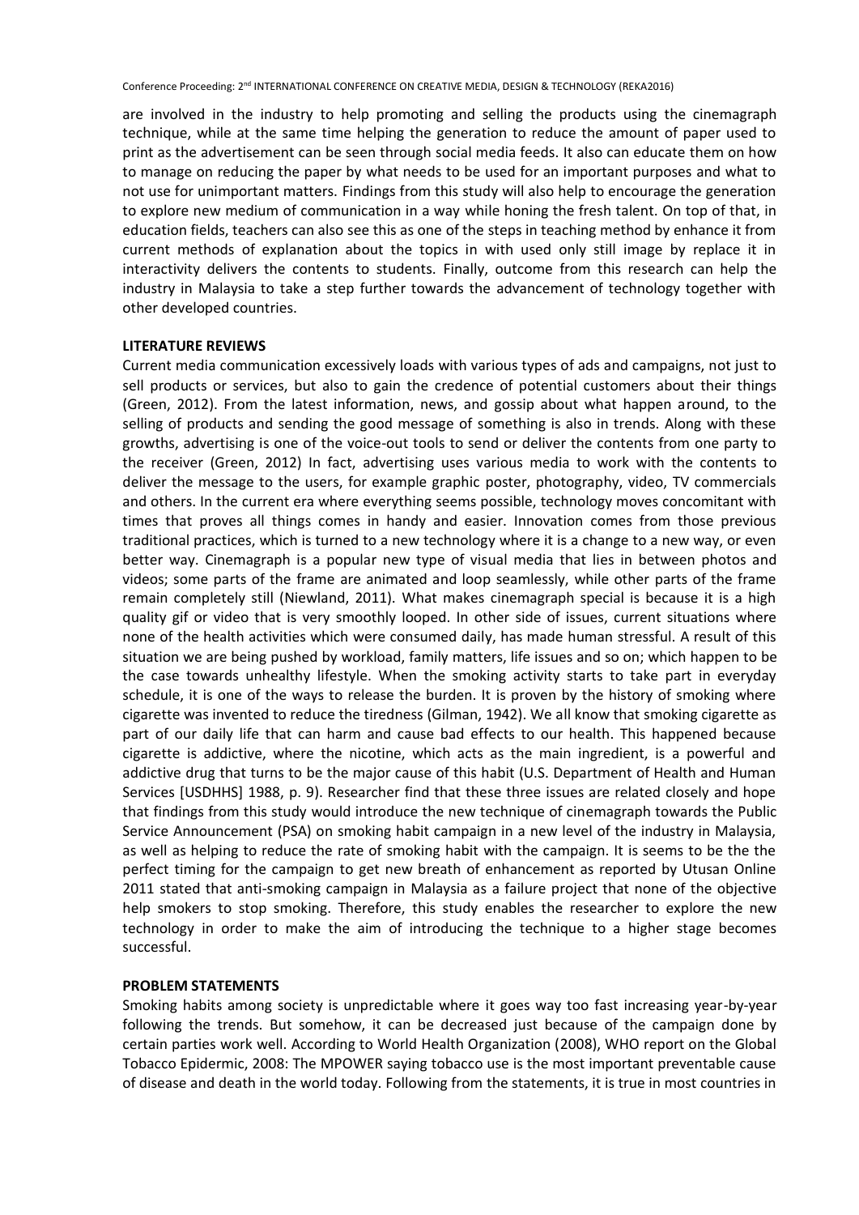are involved in the industry to help promoting and selling the products using the cinemagraph technique, while at the same time helping the generation to reduce the amount of paper used to print as the advertisement can be seen through social media feeds. It also can educate them on how to manage on reducing the paper by what needs to be used for an important purposes and what to not use for unimportant matters. Findings from this study will also help to encourage the generation to explore new medium of communication in a way while honing the fresh talent. On top of that, in education fields, teachers can also see this as one of the steps in teaching method by enhance it from current methods of explanation about the topics in with used only still image by replace it in interactivity delivers the contents to students. Finally, outcome from this research can help the industry in Malaysia to take a step further towards the advancement of technology together with other developed countries.

## LITERATURE REVIEWS

Current media communication excessively loads with various types of ads and campaigns, not just to sell products or services, but also to gain the credence of potential customers about their things (Green, 2012). From the latest information, news, and gossip about what happen around, to the selling of products and sending the good message of something is also in trends. Along with these growths, advertising is one of the voice-out tools to send or deliver the contents from one party to the receiver (Green, 2012) In fact, advertising uses various media to work with the contents to deliver the message to the users, for example graphic poster, photography, video, TV commercials and others. In the current era where everything seems possible, technology moves concomitant with times that proves all things comes in handy and easier. Innovation comes from those previous traditional practices, which is turned to a new technology where it is a change to a new way, or even better way. Cinemagraph is a popular new type of visual media that lies in between photos and videos; some parts of the frame are animated and loop seamlessly, while other parts of the frame remain completely still (Niewland, 2011). What makes cinemagraph special is because it is a high quality gif or video that is very smoothly looped. In other side of issues, current situations where none of the health activities which were consumed daily, has made human stressful. A result of this situation we are being pushed by workload, family matters, life issues and so on; which happen to be the case towards unhealthy lifestyle. When the smoking activity starts to take part in everyday schedule, it is one of the ways to release the burden. It is proven by the history of smoking where cigarette was invented to reduce the tiredness (Gilman, 1942). We all know that smoking cigarette as part of our daily life that can harm and cause bad effects to our health. This happened because cigarette is addictive, where the nicotine, which acts as the main ingredient, is a powerful and addictive drug that turns to be the major cause of this habit (U.S. Department of Health and Human Services [USDHHS] 1988, p. 9). Researcher find that these three issues are related closely and hope that findings from this study would introduce the new technique of cinemagraph towards the Public Service Announcement (PSA) on smoking habit campaign in a new level of the industry in Malaysia, as well as helping to reduce the rate of smoking habit with the campaign. It is seems to be the the perfect timing for the campaign to get new breath of enhancement as reported by Utusan Online 2011 stated that anti-smoking campaign in Malaysia as a failure project that none of the objective help smokers to stop smoking. Therefore, this study enables the researcher to explore the new technology in order to make the aim of introducing the technique to a higher stage becomes successful.

## PROBLEM STATEMENTS

Smoking habits among society is unpredictable where it goes way too fast increasing year-by-year following the trends. But somehow, it can be decreased just because of the campaign done by certain parties work well. According to World Health Organization (2008), WHO report on the Global Tobacco Epidermic, 2008: The MPOWER saying tobacco use is the most important preventable cause of disease and death in the world today. Following from the statements, it is true in most countries in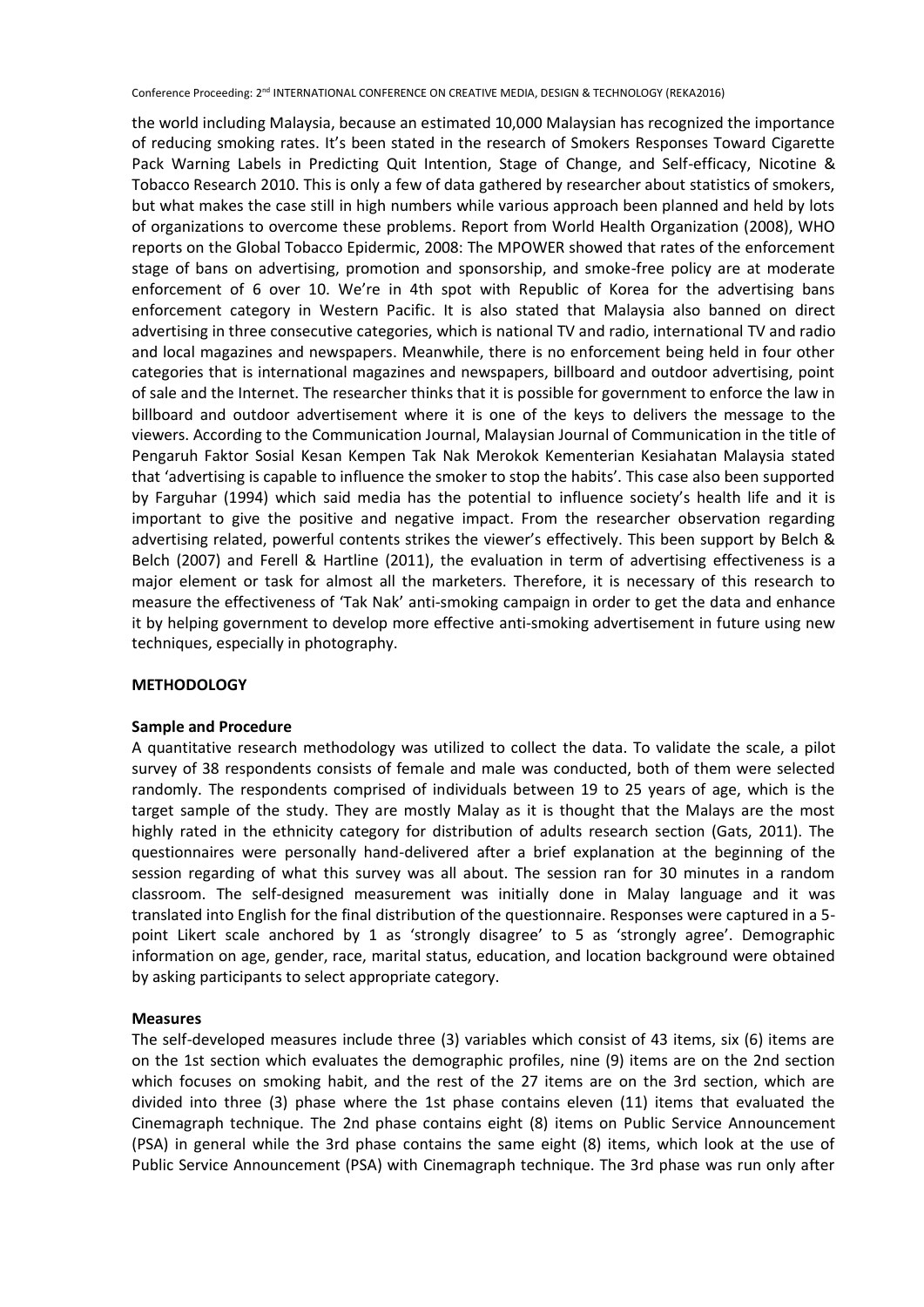the world including Malaysia, because an estimated 10,000 Malaysian has recognized the importance of reducing smoking rates. It's been stated in the research of Smokers Responses Toward Cigarette Pack Warning Labels in Predicting Quit Intention, Stage of Change, and Self-efficacy, Nicotine & Tobacco Research 2010. This is only a few of data gathered by researcher about statistics of smokers, but what makes the case still in high numbers while various approach been planned and held by lots of organizations to overcome these problems. Report from World Health Organization (2008), WHO reports on the Global Tobacco Epidermic, 2008: The MPOWER showed that rates of the enforcement stage of bans on advertising, promotion and sponsorship, and smoke-free policy are at moderate enforcement of 6 over 10. We're in 4th spot with Republic of Korea for the advertising bans enforcement category in Western Pacific. It is also stated that Malaysia also banned on direct advertising in three consecutive categories, which is national TV and radio, international TV and radio and local magazines and newspapers. Meanwhile, there is no enforcement being held in four other categories that is international magazines and newspapers, billboard and outdoor advertising, point of sale and the Internet. The researcher thinks that it is possible for government to enforce the law in billboard and outdoor advertisement where it is one of the keys to delivers the message to the viewers. According to the Communication Journal, Malaysian Journal of Communication in the title of Pengaruh Faktor Sosial Kesan Kempen Tak Nak Merokok Kementerian Kesiahatan Malaysia stated that 'advertising is capable to influence the smoker to stop the habits'. This case also been supported by Farguhar (1994) which said media has the potential to influence society's health life and it is important to give the positive and negative impact. From the researcher observation regarding advertising related, powerful contents strikes the viewer's effectively. This been support by Belch & Belch (2007) and Ferell & Hartline (2011), the evaluation in term of advertising effectiveness is a major element or task for almost all the marketers. Therefore, it is necessary of this research to measure the effectiveness of 'Tak Nak' anti-smoking campaign in order to get the data and enhance it by helping government to develop more effective anti-smoking advertisement in future using new techniques, especially in photography.

## METHODOLOGY

### Sample and Procedure

A quantitative research methodology was utilized to collect the data. To validate the scale, a pilot survey of 38 respondents consists of female and male was conducted, both of them were selected randomly. The respondents comprised of individuals between 19 to 25 years of age, which is the target sample of the study. They are mostly Malay as it is thought that the Malays are the most highly rated in the ethnicity category for distribution of adults research section (Gats, 2011). The questionnaires were personally hand-delivered after a brief explanation at the beginning of the session regarding of what this survey was all about. The session ran for 30 minutes in a random classroom. The self-designed measurement was initially done in Malay language and it was translated into English for the final distribution of the questionnaire. Responses were captured in a 5-point Likert scale anchored by 1 as 'strongly disagree' to 5 as 'strongly agree'. Demographic information on age, gender, race, marital status, education, and location background were obtained by asking participants to select appropriate category.

### Measures

The self-developed measures include three (3) variables which consist of 43 items, six (6) items are on the 1st section which evaluates the demographic profiles, nine (9) items are on the 2nd section which focuses on smoking habit, and the rest of the 27 items are on the 3rd section, which are divided into three (3) phase where the 1st phase contains eleven (11) items that evaluated the Cinemagraph technique. The 2nd phase contains eight (8) items on Public Service Announcement (PSA) in general while the 3rd phase contains the same eight (8) items, which look at the use of Public Service Announcement (PSA) with Cinemagraph technique. The 3rd phase was run only after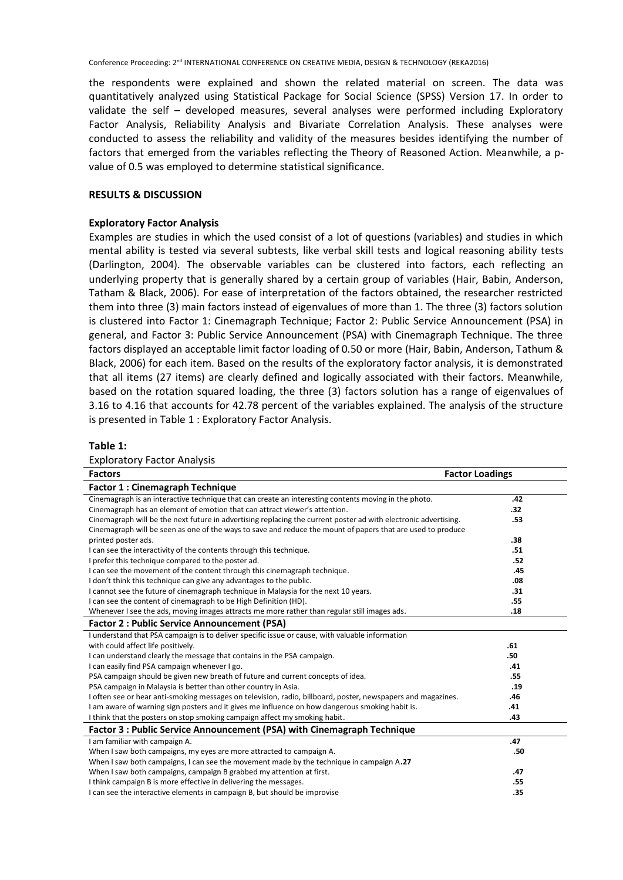the respondents were explained and shown the related material on screen. The data was quantitatively analyzed using Statistical Package for Social Science (SPSS) Version 17. In order to validate the self – developed measures, several analyses were performed including Exploratory Factor Analysis, Reliability Analysis and Bivariate Correlation Analysis. These analyses were conducted to assess the reliability and validity of the measures besides identifying the number of factors that emerged from the variables reflecting the Theory of Reasoned Action. Meanwhile, a p-value of 0.5 was employed to determine statistical significance.

## RESULTS & DISCUSSION

### Exploratory Factor Analysis

Examples are studies in which the used consist of a lot of questions (variables) and studies in which mental ability is tested via several subtests, like verbal skill tests and logical reasoning ability tests (Darlington, 2004). The observable variables can be clustered into factors, each reflecting an underlying property that is generally shared by a certain group of variables (Hair, Babin, Anderson, Tatham & Black, 2006). For ease of interpretation of the factors obtained, the researcher restricted them into three (3) main factors instead of eigenvalues of more than 1. The three (3) factors solution is clustered into Factor 1: Cinemagraph Technique; Factor 2: Public Service Announcement (PSA) in general, and Factor 3: Public Service Announcement (PSA) with Cinemagraph Technique. The three factors displayed an acceptable limit factor loading of 0.50 or more (Hair, Babin, Anderson, Tathum & Black, 2006) for each item. Based on the results of the exploratory factor analysis, it is demonstrated that all items (27 items) are clearly defined and logically associated with their factors. Meanwhile, based on the rotation squared loading, the three (3) factors solution has a range of eigenvalues of 3.16 to 4.16 that accounts for 42.78 percent of the variables explained. The analysis of the structure is presented in Table 1 : Exploratory Factor Analysis.

**Table 1:**

Exploratory Factor Analysis

| Factors | Factor Loadings |
|---|---|
| **Factor 1 : Cinemagraph Technique** | |
| Cinemagraph is an interactive technique that can create an interesting contents moving in the photo. | **.42** |
| Cinemagraph has an element of emotion that can attract viewer's attention. | **.32** |
| Cinemagraph will be the next future in advertising replacing the current poster ad with electronic advertising. | **.53** |
| Cinemagraph will be seen as one of the ways to save and reduce the mount of papers that are used to produce printed poster ads. | **.38** |
| I can see the interactivity of the contents through this technique. | **.51** |
| I prefer this technique compared to the poster ad. | **.52** |
| I can see the movement of the content through this cinemagraph technique. | **.45** |
| I don't think this technique can give any advantages to the public. | **.08** |
| I cannot see the future of cinemagraph technique in Malaysia for the next 10 years. | **.31** |
| I can see the content of cinemagraph to be High Definition (HD). | **.55** |
| Whenever I see the ads, moving images attracts me more rather than regular still images ads. | **.18** |
| **Factor 2 : Public Service Announcement (PSA)** | |
| I understand that PSA campaign is to deliver specific issue or cause, with valuable information with could affect life positively. | **.61** |
| I can understand clearly the message that contains in the PSA campaign. | **.50** |
| I can easily find PSA campaign whenever I go. | **.41** |
| PSA campaign should be given new breath of future and current concepts of idea. | **.55** |
| PSA campaign in Malaysia is better than other country in Asia. | **.19** |
| I often see or hear anti-smoking messages on television, radio, billboard, poster, newspapers and magazines. | **.46** |
| I am aware of warning sign posters and it gives me influence on how dangerous smoking habit is. | **.41** |
| I think that the posters on stop smoking campaign affect my smoking habit. | **.43** |
| **Factor 3 : Public Service Announcement (PSA) with Cinemagraph Technique** | |
| I am familiar with campaign A. | **.47** |
| When I saw both campaigns, my eyes are more attracted to campaign A. | **.50** |
| When I saw both campaigns, I can see the movement made by the technique in campaign A | **.27** |
| When I saw both campaigns, campaign B grabbed my attention at first. | **.47** |
| I think campaign B is more effective in delivering the messages. | **.55** |
| I can see the interactive elements in campaign B, but should be improvise | **.35** |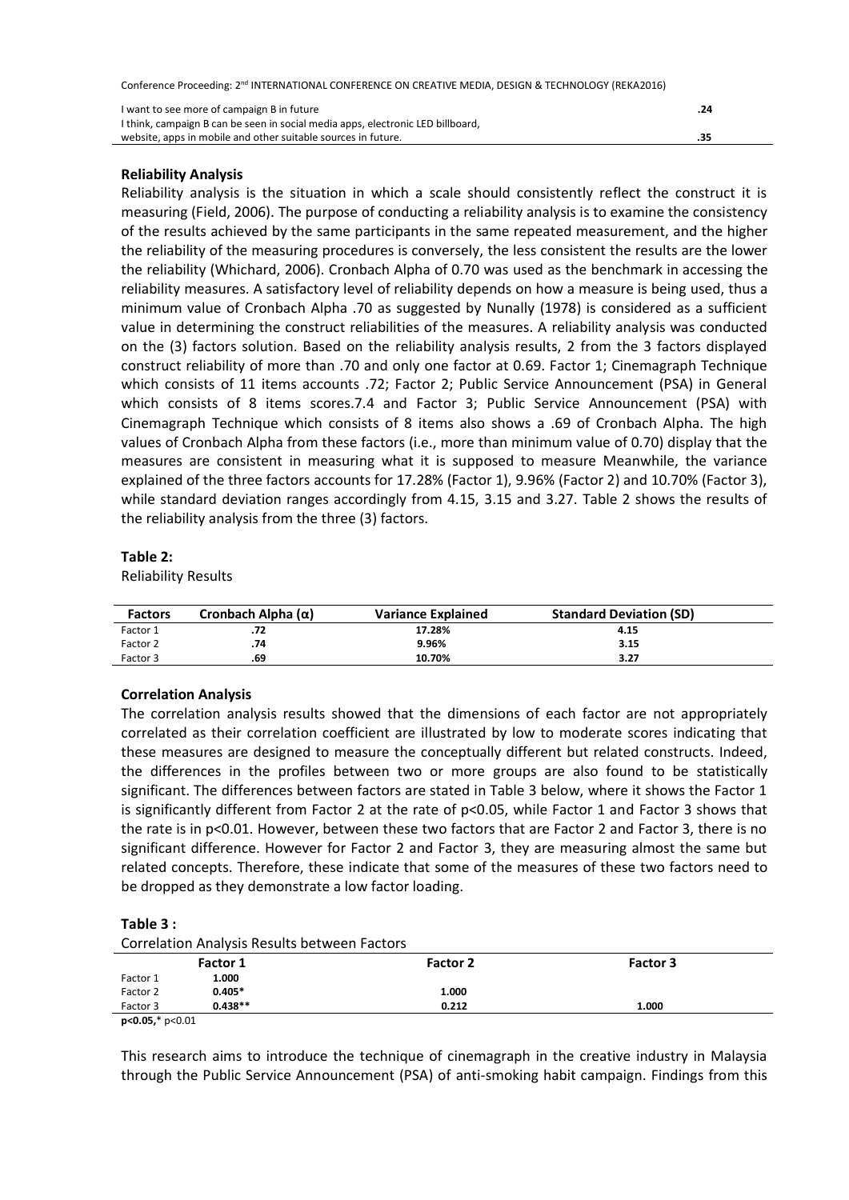| | |
|---|---|
| I want to see more of campaign B in future | .24 |
| I think, campaign B can be seen in social media apps, electronic LED billboard, website, apps in mobile and other suitable sources in future. | .35 |

**Reliability Analysis**

Reliability analysis is the situation in which a scale should consistently reflect the construct it is measuring (Field, 2006). The purpose of conducting a reliability analysis is to examine the consistency of the results achieved by the same participants in the same repeated measurement, and the higher the reliability of the measuring procedures is conversely, the less consistent the results are the lower the reliability (Whichard, 2006). Cronbach Alpha of 0.70 was used as the benchmark in accessing the reliability measures. A satisfactory level of reliability depends on how a measure is being used, thus a minimum value of Cronbach Alpha .70 as suggested by Nunally (1978) is considered as a sufficient value in determining the construct reliabilities of the measures. A reliability analysis was conducted on the (3) factors solution. Based on the reliability analysis results, 2 from the 3 factors displayed construct reliability of more than .70 and only one factor at 0.69. Factor 1; Cinemagraph Technique which consists of 11 items accounts .72; Factor 2; Public Service Announcement (PSA) in General which consists of 8 items scores.7.4 and Factor 3; Public Service Announcement (PSA) with Cinemagraph Technique which consists of 8 items also shows a .69 of Cronbach Alpha. The high values of Cronbach Alpha from these factors (i.e., more than minimum value of 0.70) display that the measures are consistent in measuring what it is supposed to measure Meanwhile, the variance explained of the three factors accounts for 17.28% (Factor 1), 9.96% (Factor 2) and 10.70% (Factor 3), while standard deviation ranges accordingly from 4.15, 3.15 and 3.27. Table 2 shows the results of the reliability analysis from the three (3) factors.

**Table 2:**
Reliability Results

| Factors | Cronbach Alpha (α) | Variance Explained | Standard Deviation (SD) |
|---|---|---|---|
| Factor 1 | **.72** | **17.28%** | **4.15** |
| Factor 2 | **.74** | **9.96%** | **3.15** |
| Factor 3 | **.69** | **10.70%** | **3.27** |

**Correlation Analysis**

The correlation analysis results showed that the dimensions of each factor are not appropriately correlated as their correlation coefficient are illustrated by low to moderate scores indicating that these measures are designed to measure the conceptually different but related constructs. Indeed, the differences in the profiles between two or more groups are also found to be statistically significant. The differences between factors are stated in Table 3 below, where it shows the Factor 1 is significantly different from Factor 2 at the rate of $p<0.05$, while Factor 1 and Factor 3 shows that the rate is in $p<0.01$. However, between these two factors that are Factor 2 and Factor 3, there is no significant difference. However for Factor 2 and Factor 3, they are measuring almost the same but related concepts. Therefore, these indicate that some of the measures of these two factors need to be dropped as they demonstrate a low factor loading.

**Table 3 :**
Correlation Analysis Results between Factors

| | Factor 1 | Factor 2 | Factor 3 |
|---|---|---|---|
| Factor 1 | **1.000** | | |
| Factor 2 | **0.405*** | **1.000** | |
| Factor 3 | **0.438**** | **0.212** | **1.000** |

**$p<0.05$,*** $p<0.01$

This research aims to introduce the technique of cinemagraph in the creative industry in Malaysia through the Public Service Announcement (PSA) of anti-smoking habit campaign. Findings from this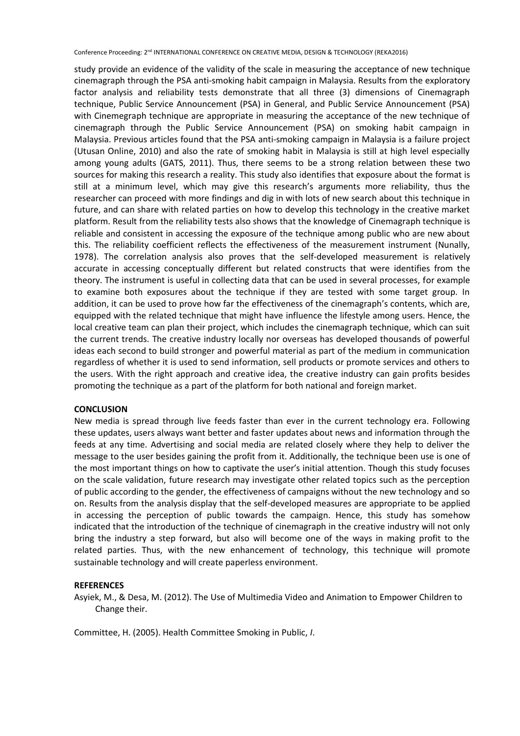study provide an evidence of the validity of the scale in measuring the acceptance of new technique cinemagraph through the PSA anti-smoking habit campaign in Malaysia. Results from the exploratory factor analysis and reliability tests demonstrate that all three (3) dimensions of Cinemagraph technique, Public Service Announcement (PSA) in General, and Public Service Announcement (PSA) with Cinemegraph technique are appropriate in measuring the acceptance of the new technique of cinemagraph through the Public Service Announcement (PSA) on smoking habit campaign in Malaysia. Previous articles found that the PSA anti-smoking campaign in Malaysia is a failure project (Utusan Online, 2010) and also the rate of smoking habit in Malaysia is still at high level especially among young adults (GATS, 2011). Thus, there seems to be a strong relation between these two sources for making this research a reality. This study also identifies that exposure about the format is still at a minimum level, which may give this research's arguments more reliability, thus the researcher can proceed with more findings and dig in with lots of new search about this technique in future, and can share with related parties on how to develop this technology in the creative market platform. Result from the reliability tests also shows that the knowledge of Cinemagraph technique is reliable and consistent in accessing the exposure of the technique among public who are new about this. The reliability coefficient reflects the effectiveness of the measurement instrument (Nunally, 1978). The correlation analysis also proves that the self-developed measurement is relatively accurate in accessing conceptually different but related constructs that were identifies from the theory. The instrument is useful in collecting data that can be used in several processes, for example to examine both exposures about the technique if they are tested with some target group. In addition, it can be used to prove how far the effectiveness of the cinemagraph's contents, which are, equipped with the related technique that might have influence the lifestyle among users. Hence, the local creative team can plan their project, which includes the cinemagraph technique, which can suit the current trends. The creative industry locally nor overseas has developed thousands of powerful ideas each second to build stronger and powerful material as part of the medium in communication regardless of whether it is used to send information, sell products or promote services and others to the users. With the right approach and creative idea, the creative industry can gain profits besides promoting the technique as a part of the platform for both national and foreign market.

## CONCLUSION

New media is spread through live feeds faster than ever in the current technology era. Following these updates, users always want better and faster updates about news and information through the feeds at any time. Advertising and social media are related closely where they help to deliver the message to the user besides gaining the profit from it. Additionally, the technique been use is one of the most important things on how to captivate the user's initial attention. Though this study focuses on the scale validation, future research may investigate other related topics such as the perception of public according to the gender, the effectiveness of campaigns without the new technology and so on. Results from the analysis display that the self-developed measures are appropriate to be applied in accessing the perception of public towards the campaign. Hence, this study has somehow indicated that the introduction of the technique of cinemagraph in the creative industry will not only bring the industry a step forward, but also will become one of the ways in making profit to the related parties. Thus, with the new enhancement of technology, this technique will promote sustainable technology and will create paperless environment.

## REFERENCES

Asyiek, M., & Desa, M. (2012). The Use of Multimedia Video and Animation to Empower Children to Change their.

Committee, H. (2005). Health Committee Smoking in Public, *I*.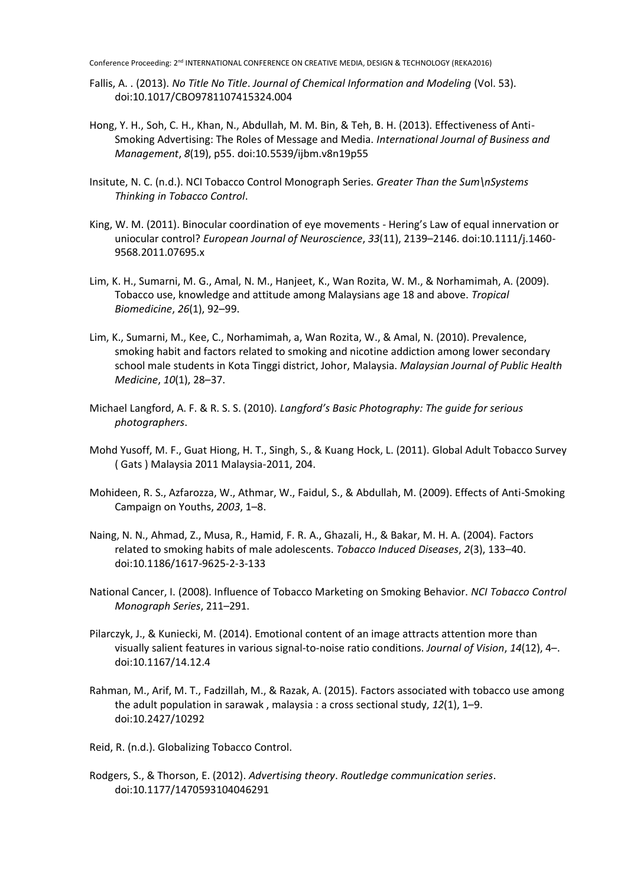Fallis, A. . (2013). *No Title No Title*. *Journal of Chemical Information and Modeling* (Vol. 53). doi:10.1017/CBO9781107415324.004

Hong, Y. H., Soh, C. H., Khan, N., Abdullah, M. M. Bin, & Teh, B. H. (2013). Effectiveness of Anti-Smoking Advertising: The Roles of Message and Media. *International Journal of Business and Management*, *8*(19), p55. doi:10.5539/ijbm.v8n19p55

Insitute, N. C. (n.d.). NCI Tobacco Control Monograph Series. *Greater Than the Sum\nSystems Thinking in Tobacco Control*.

King, W. M. (2011). Binocular coordination of eye movements - Hering's Law of equal innervation or uniocular control? *European Journal of Neuroscience*, *33*(11), 2139–2146. doi:10.1111/j.1460-9568.2011.07695.x

Lim, K. H., Sumarni, M. G., Amal, N. M., Hanjeet, K., Wan Rozita, W. M., & Norhamimah, A. (2009). Tobacco use, knowledge and attitude among Malaysians age 18 and above. *Tropical Biomedicine*, *26*(1), 92–99.

Lim, K., Sumarni, M., Kee, C., Norhamimah, a, Wan Rozita, W., & Amal, N. (2010). Prevalence, smoking habit and factors related to smoking and nicotine addiction among lower secondary school male students in Kota Tinggi district, Johor, Malaysia. *Malaysian Journal of Public Health Medicine*, *10*(1), 28–37.

Michael Langford, A. F. & R. S. S. (2010). *Langford's Basic Photography: The guide for serious photographers*.

Mohd Yusoff, M. F., Guat Hiong, H. T., Singh, S., & Kuang Hock, L. (2011). Global Adult Tobacco Survey ( Gats ) Malaysia 2011 Malaysia-2011, 204.

Mohideen, R. S., Azfarozza, W., Athmar, W., Faidul, S., & Abdullah, M. (2009). Effects of Anti-Smoking Campaign on Youths, *2003*, 1–8.

Naing, N. N., Ahmad, Z., Musa, R., Hamid, F. R. A., Ghazali, H., & Bakar, M. H. A. (2004). Factors related to smoking habits of male adolescents. *Tobacco Induced Diseases*, *2*(3), 133–40. doi:10.1186/1617-9625-2-3-133

National Cancer, I. (2008). Influence of Tobacco Marketing on Smoking Behavior. *NCI Tobacco Control Monograph Series*, 211–291.

Pilarczyk, J., & Kuniecki, M. (2014). Emotional content of an image attracts attention more than visually salient features in various signal-to-noise ratio conditions. *Journal of Vision*, *14*(12), 4–. doi:10.1167/14.12.4

Rahman, M., Arif, M. T., Fadzillah, M., & Razak, A. (2015). Factors associated with tobacco use among the adult population in sarawak , malaysia : a cross sectional study, *12*(1), 1–9. doi:10.2427/10292

Reid, R. (n.d.). Globalizing Tobacco Control.

Rodgers, S., & Thorson, E. (2012). *Advertising theory*. *Routledge communication series*. doi:10.1177/1470593104046291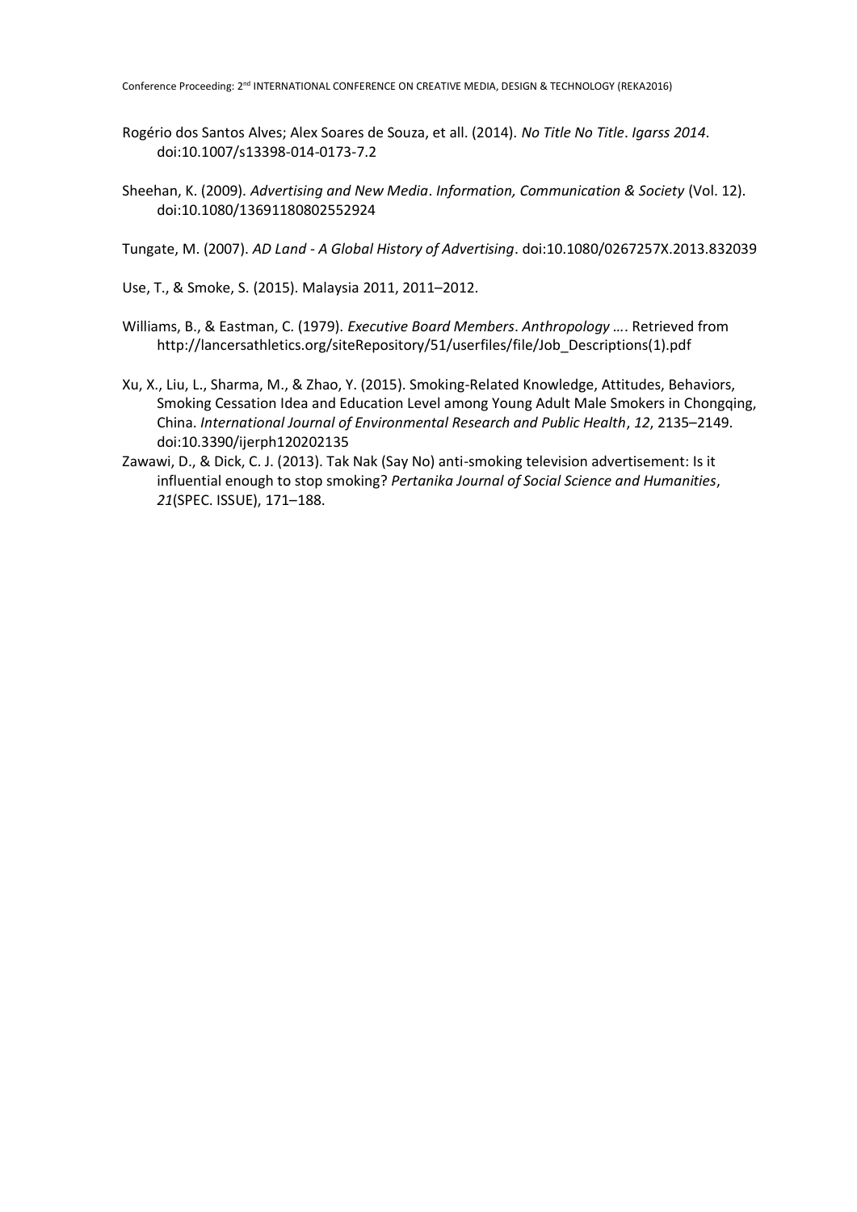Rogério dos Santos Alves; Alex Soares de Souza, et all. (2014). *No Title No Title*. *Igarss 2014*. doi:10.1007/s13398-014-0173-7.2

Sheehan, K. (2009). *Advertising and New Media*. *Information, Communication & Society* (Vol. 12). doi:10.1080/13691180802552924

Tungate, M. (2007). *AD Land - A Global History of Advertising*. doi:10.1080/0267257X.2013.832039

Use, T., & Smoke, S. (2015). Malaysia 2011, 2011–2012.

Williams, B., & Eastman, C. (1979). *Executive Board Members*. *Anthropology …*. Retrieved from http://lancersathletics.org/siteRepository/51/userfiles/file/Job_Descriptions(1).pdf

Xu, X., Liu, L., Sharma, M., & Zhao, Y. (2015). Smoking-Related Knowledge, Attitudes, Behaviors, Smoking Cessation Idea and Education Level among Young Adult Male Smokers in Chongqing, China. *International Journal of Environmental Research and Public Health*, *12*, 2135–2149. doi:10.3390/ijerph120202135

Zawawi, D., & Dick, C. J. (2013). Tak Nak (Say No) anti-smoking television advertisement: Is it influential enough to stop smoking? *Pertanika Journal of Social Science and Humanities*, *21*(SPEC. ISSUE), 171–188.